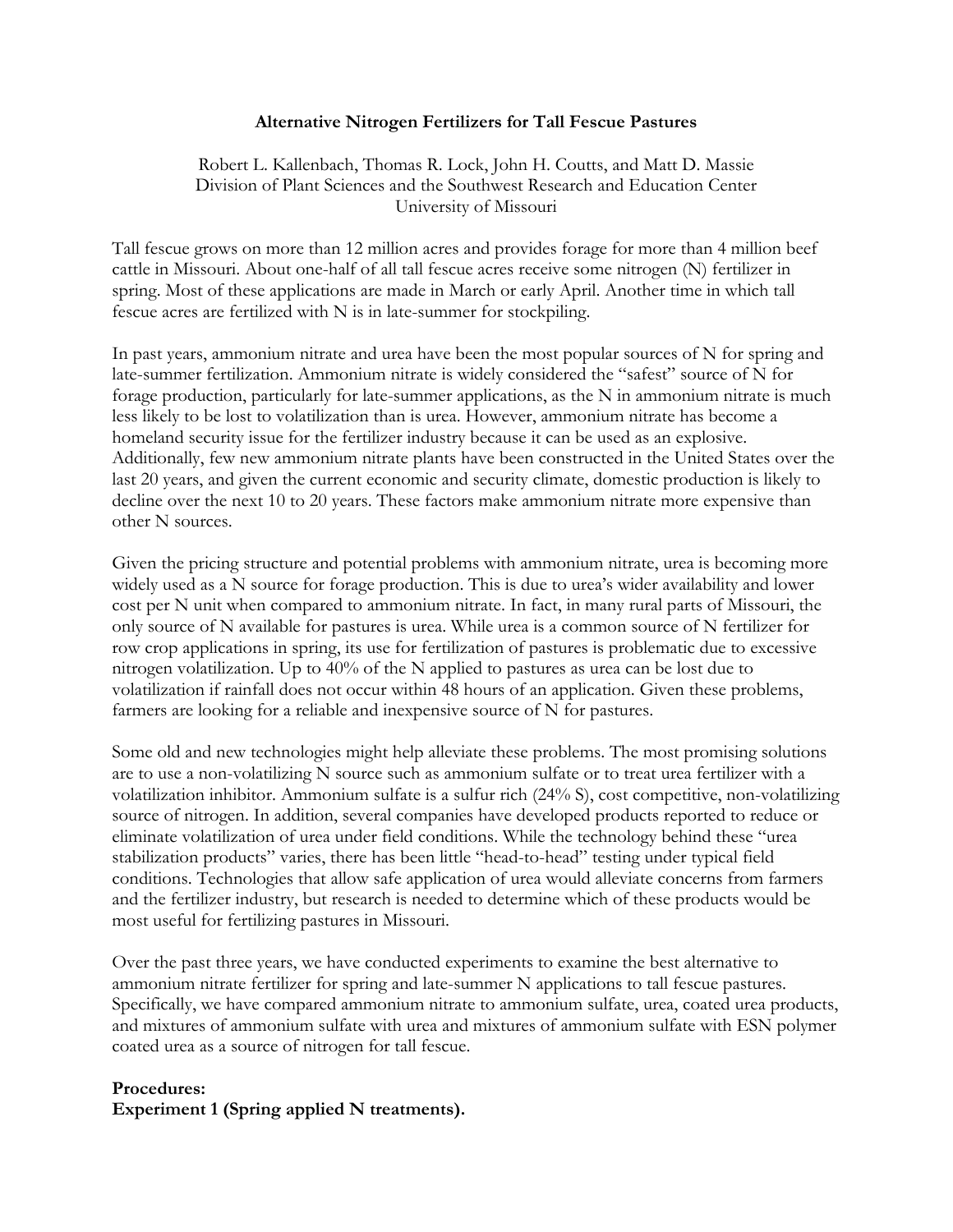# Alternative Nitrogen Fertilizers for Tall Fescue Pastures

Robert L. Kallenbach, Thomas R. Lock, John H. Coutts, and Matt D. Massie
Division of Plant Sciences and the Southwest Research and Education Center
University of Missouri

Tall fescue grows on more than 12 million acres and provides forage for more than 4 million beef cattle in Missouri. About one-half of all tall fescue acres receive some nitrogen (N) fertilizer in spring. Most of these applications are made in March or early April. Another time in which tall fescue acres are fertilized with N is in late-summer for stockpiling.

In past years, ammonium nitrate and urea have been the most popular sources of N for spring and late-summer fertilization. Ammonium nitrate is widely considered the "safest" source of N for forage production, particularly for late-summer applications, as the N in ammonium nitrate is much less likely to be lost to volatilization than is urea. However, ammonium nitrate has become a homeland security issue for the fertilizer industry because it can be used as an explosive. Additionally, few new ammonium nitrate plants have been constructed in the United States over the last 20 years, and given the current economic and security climate, domestic production is likely to decline over the next 10 to 20 years. These factors make ammonium nitrate more expensive than other N sources.

Given the pricing structure and potential problems with ammonium nitrate, urea is becoming more widely used as a N source for forage production. This is due to urea's wider availability and lower cost per N unit when compared to ammonium nitrate. In fact, in many rural parts of Missouri, the only source of N available for pastures is urea. While urea is a common source of N fertilizer for row crop applications in spring, its use for fertilization of pastures is problematic due to excessive nitrogen volatilization. Up to 40% of the N applied to pastures as urea can be lost due to volatilization if rainfall does not occur within 48 hours of an application. Given these problems, farmers are looking for a reliable and inexpensive source of N for pastures.

Some old and new technologies might help alleviate these problems. The most promising solutions are to use a non-volatilizing N source such as ammonium sulfate or to treat urea fertilizer with a volatilization inhibitor. Ammonium sulfate is a sulfur rich (24% S), cost competitive, non-volatilizing source of nitrogen. In addition, several companies have developed products reported to reduce or eliminate volatilization of urea under field conditions. While the technology behind these "urea stabilization products" varies, there has been little "head-to-head" testing under typical field conditions. Technologies that allow safe application of urea would alleviate concerns from farmers and the fertilizer industry, but research is needed to determine which of these products would be most useful for fertilizing pastures in Missouri.

Over the past three years, we have conducted experiments to examine the best alternative to ammonium nitrate fertilizer for spring and late-summer N applications to tall fescue pastures. Specifically, we have compared ammonium nitrate to ammonium sulfate, urea, coated urea products, and mixtures of ammonium sulfate with urea and mixtures of ammonium sulfate with ESN polymer coated urea as a source of nitrogen for tall fescue.

**Procedures:**

**Experiment 1 (Spring applied N treatments).**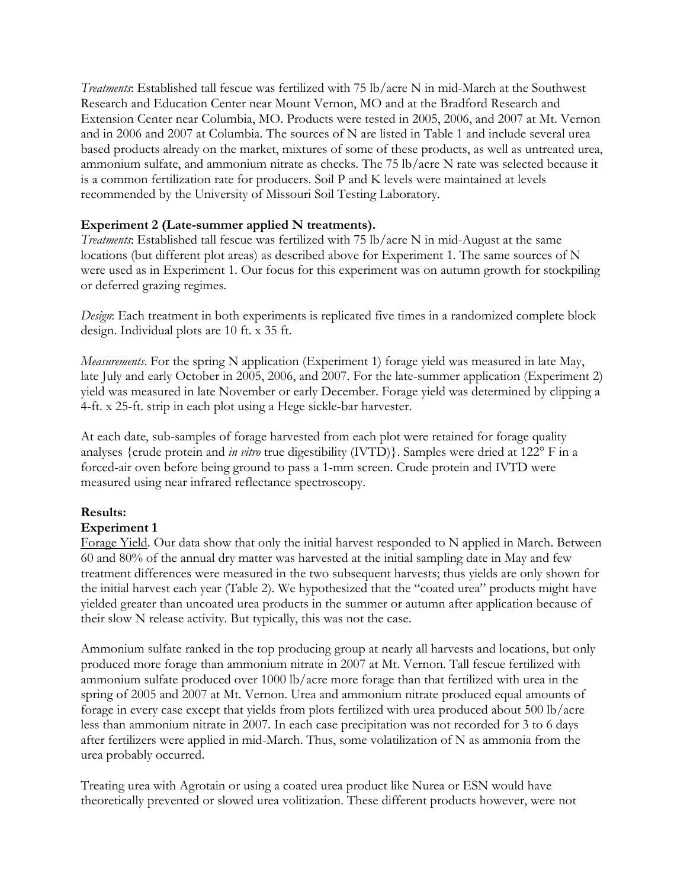*Treatments*: Established tall fescue was fertilized with 75 lb/acre N in mid-March at the Southwest Research and Education Center near Mount Vernon, MO and at the Bradford Research and Extension Center near Columbia, MO. Products were tested in 2005, 2006, and 2007 at Mt. Vernon and in 2006 and 2007 at Columbia. The sources of N are listed in Table 1 and include several urea based products already on the market, mixtures of some of these products, as well as untreated urea, ammonium sulfate, and ammonium nitrate as checks. The 75 lb/acre N rate was selected because it is a common fertilization rate for producers. Soil P and K levels were maintained at levels recommended by the University of Missouri Soil Testing Laboratory.

**Experiment 2 (Late-summer applied N treatments).**

*Treatments*: Established tall fescue was fertilized with 75 lb/acre N in mid-August at the same locations (but different plot areas) as described above for Experiment 1. The same sources of N were used as in Experiment 1. Our focus for this experiment was on autumn growth for stockpiling or deferred grazing regimes.

*Design*: Each treatment in both experiments is replicated five times in a randomized complete block design. Individual plots are 10 ft. x 35 ft.

*Measurements*. For the spring N application (Experiment 1) forage yield was measured in late May, late July and early October in 2005, 2006, and 2007. For the late-summer application (Experiment 2) yield was measured in late November or early December. Forage yield was determined by clipping a 4-ft. x 25-ft. strip in each plot using a Hege sickle-bar harvester.

At each date, sub-samples of forage harvested from each plot were retained for forage quality analyses {crude protein and *in vitro* true digestibility (IVTD)}. Samples were dried at 122° F in a forced-air oven before being ground to pass a 1-mm screen. Crude protein and IVTD were measured using near infrared reflectance spectroscopy.

**Results:**

**Experiment 1**

<u>Forage Yield</u>. Our data show that only the initial harvest responded to N applied in March. Between 60 and 80% of the annual dry matter was harvested at the initial sampling date in May and few treatment differences were measured in the two subsequent harvests; thus yields are only shown for the initial harvest each year (Table 2). We hypothesized that the "coated urea" products might have yielded greater than uncoated urea products in the summer or autumn after application because of their slow N release activity. But typically, this was not the case.

Ammonium sulfate ranked in the top producing group at nearly all harvests and locations, but only produced more forage than ammonium nitrate in 2007 at Mt. Vernon. Tall fescue fertilized with ammonium sulfate produced over 1000 lb/acre more forage than that fertilized with urea in the spring of 2005 and 2007 at Mt. Vernon. Urea and ammonium nitrate produced equal amounts of forage in every case except that yields from plots fertilized with urea produced about 500 lb/acre less than ammonium nitrate in 2007. In each case precipitation was not recorded for 3 to 6 days after fertilizers were applied in mid-March. Thus, some volatilization of N as ammonia from the urea probably occurred.

Treating urea with Agrotain or using a coated urea product like Nurea or ESN would have theoretically prevented or slowed urea volitization. These different products however, were not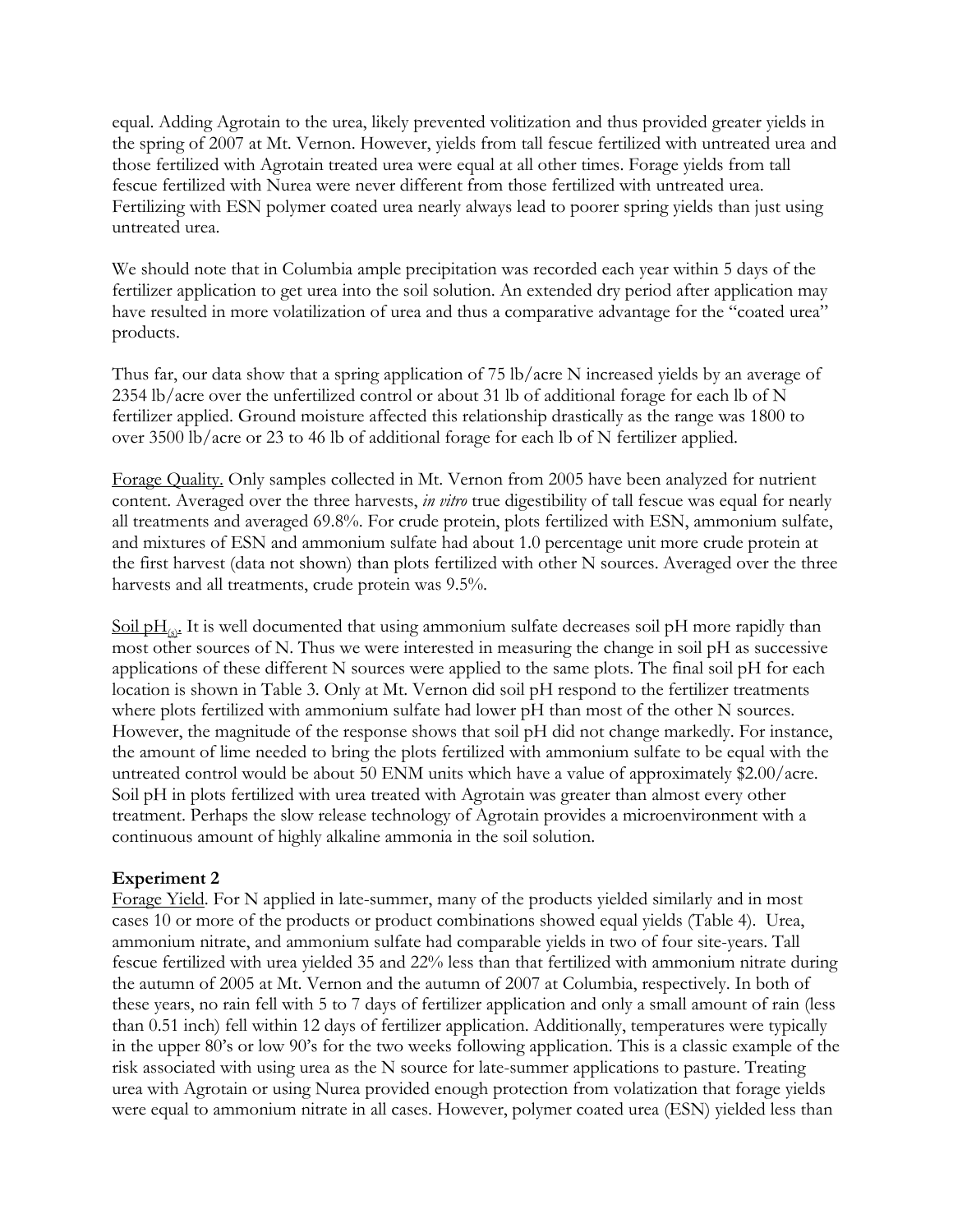equal. Adding Agrotain to the urea, likely prevented volitization and thus provided greater yields in the spring of 2007 at Mt. Vernon. However, yields from tall fescue fertilized with untreated urea and those fertilized with Agrotain treated urea were equal at all other times. Forage yields from tall fescue fertilized with Nurea were never different from those fertilized with untreated urea. Fertilizing with ESN polymer coated urea nearly always lead to poorer spring yields than just using untreated urea.

We should note that in Columbia ample precipitation was recorded each year within 5 days of the fertilizer application to get urea into the soil solution. An extended dry period after application may have resulted in more volatilization of urea and thus a comparative advantage for the "coated urea" products.

Thus far, our data show that a spring application of 75 lb/acre N increased yields by an average of 2354 lb/acre over the unfertilized control or about 31 lb of additional forage for each lb of N fertilizer applied. Ground moisture affected this relationship drastically as the range was 1800 to over 3500 lb/acre or 23 to 46 lb of additional forage for each lb of N fertilizer applied.

Forage Quality. Only samples collected in Mt. Vernon from 2005 have been analyzed for nutrient content. Averaged over the three harvests, *in vitro* true digestibility of tall fescue was equal for nearly all treatments and averaged 69.8%. For crude protein, plots fertilized with ESN, ammonium sulfate, and mixtures of ESN and ammonium sulfate had about 1.0 percentage unit more crude protein at the first harvest (data not shown) than plots fertilized with other N sources. Averaged over the three harvests and all treatments, crude protein was 9.5%.

Soil $pH_{(s)}$. It is well documented that using ammonium sulfate decreases soil pH more rapidly than most other sources of N. Thus we were interested in measuring the change in soil pH as successive applications of these different N sources were applied to the same plots. The final soil pH for each location is shown in Table 3. Only at Mt. Vernon did soil pH respond to the fertilizer treatments where plots fertilized with ammonium sulfate had lower pH than most of the other N sources. However, the magnitude of the response shows that soil pH did not change markedly. For instance, the amount of lime needed to bring the plots fertilized with ammonium sulfate to be equal with the untreated control would be about 50 ENM units which have a value of approximately $2.00/acre. Soil pH in plots fertilized with urea treated with Agrotain was greater than almost every other treatment. Perhaps the slow release technology of Agrotain provides a microenvironment with a continuous amount of highly alkaline ammonia in the soil solution.

**Experiment 2**

Forage Yield. For N applied in late-summer, many of the products yielded similarly and in most cases 10 or more of the products or product combinations showed equal yields (Table 4). Urea, ammonium nitrate, and ammonium sulfate had comparable yields in two of four site-years. Tall fescue fertilized with urea yielded 35 and 22% less than that fertilized with ammonium nitrate during the autumn of 2005 at Mt. Vernon and the autumn of 2007 at Columbia, respectively. In both of these years, no rain fell with 5 to 7 days of fertilizer application and only a small amount of rain (less than 0.51 inch) fell within 12 days of fertilizer application. Additionally, temperatures were typically in the upper 80's or low 90's for the two weeks following application. This is a classic example of the risk associated with using urea as the N source for late-summer applications to pasture. Treating urea with Agrotain or using Nurea provided enough protection from volatization that forage yields were equal to ammonium nitrate in all cases. However, polymer coated urea (ESN) yielded less than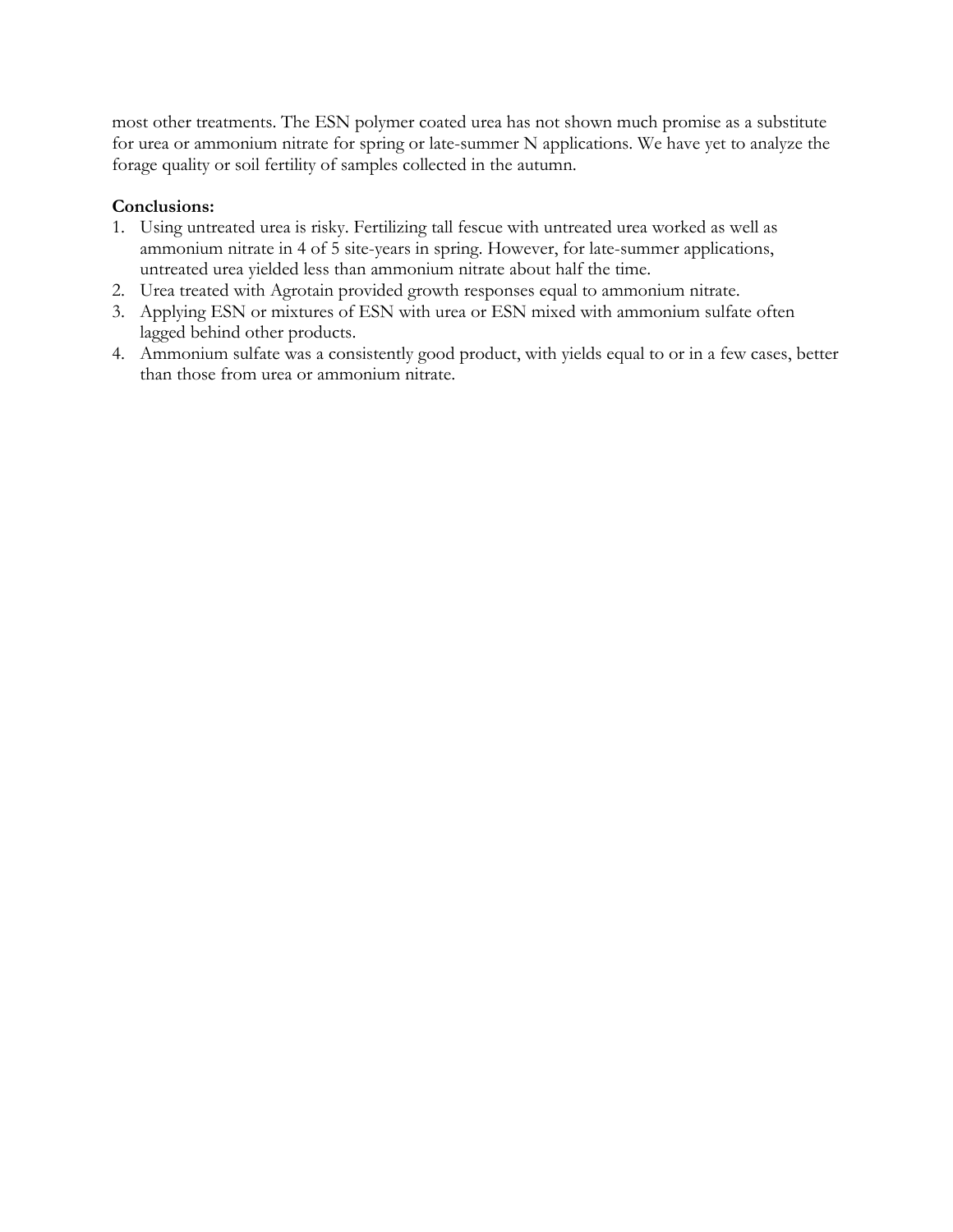most other treatments. The ESN polymer coated urea has not shown much promise as a substitute for urea or ammonium nitrate for spring or late-summer N applications. We have yet to analyze the forage quality or soil fertility of samples collected in the autumn.

**Conclusions:**

1. Using untreated urea is risky. Fertilizing tall fescue with untreated urea worked as well as ammonium nitrate in 4 of 5 site-years in spring. However, for late-summer applications, untreated urea yielded less than ammonium nitrate about half the time.
2. Urea treated with Agrotain provided growth responses equal to ammonium nitrate.
3. Applying ESN or mixtures of ESN with urea or ESN mixed with ammonium sulfate often lagged behind other products.
4. Ammonium sulfate was a consistently good product, with yields equal to or in a few cases, better than those from urea or ammonium nitrate.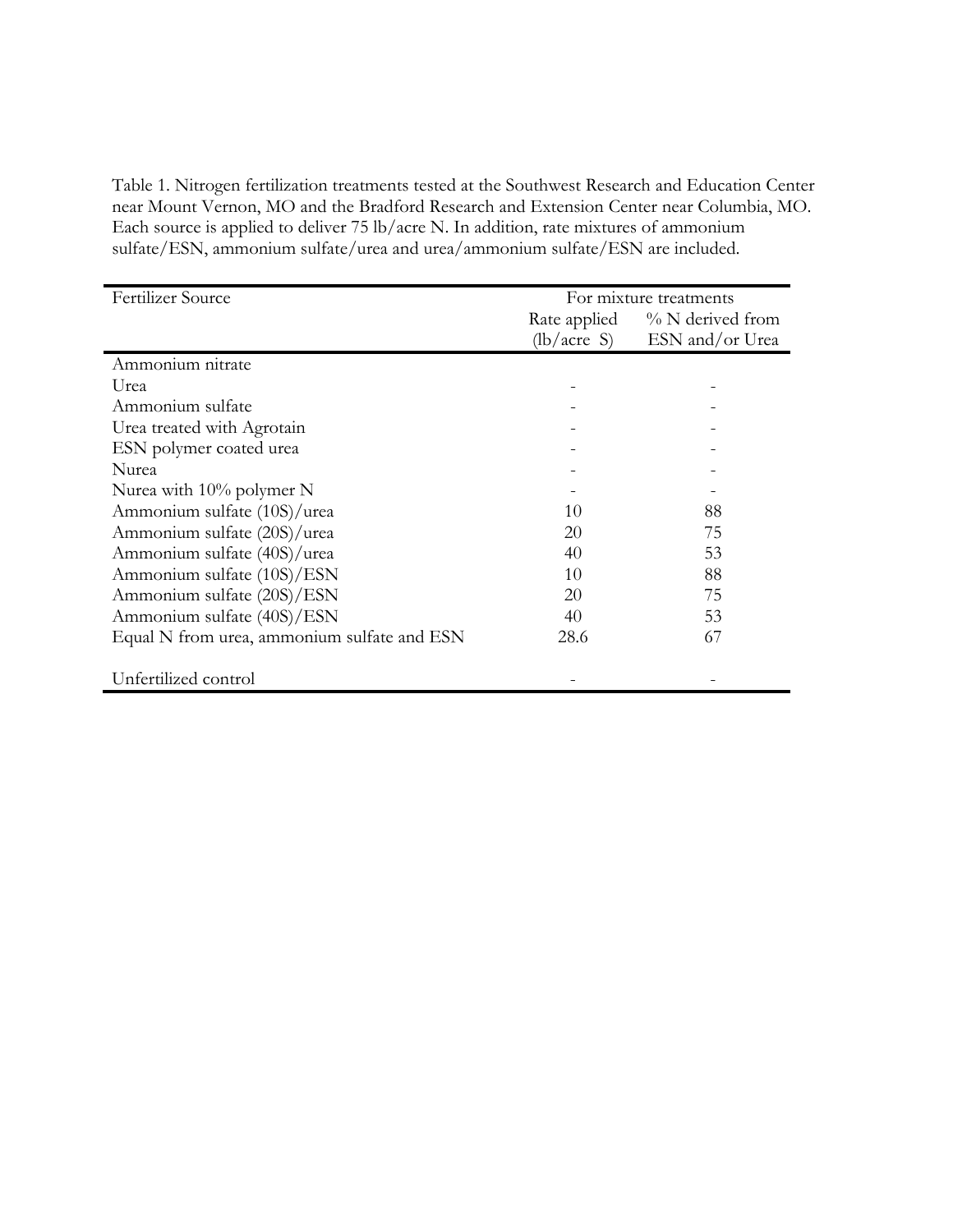Table 1. Nitrogen fertilization treatments tested at the Southwest Research and Education Center near Mount Vernon, MO and the Bradford Research and Extension Center near Columbia, MO. Each source is applied to deliver 75 lb/acre N. In addition, rate mixtures of ammonium sulfate/ESN, ammonium sulfate/urea and urea/ammonium sulfate/ESN are included.

| Fertilizer Source | For mixture treatments | |
|---|---|---|
| | Rate applied (lb/acre S) | % N derived from ESN and/or Urea |
| Ammonium nitrate | | |
| Urea | - | - |
| Ammonium sulfate | - | - |
| Urea treated with Agrotain | - | - |
| ESN polymer coated urea | - | - |
| Nurea | - | - |
| Nurea with 10% polymer N | - | - |
| Ammonium sulfate (10S)/urea | 10 | 88 |
| Ammonium sulfate (20S)/urea | 20 | 75 |
| Ammonium sulfate (40S)/urea | 40 | 53 |
| Ammonium sulfate (10S)/ESN | 10 | 88 |
| Ammonium sulfate (20S)/ESN | 20 | 75 |
| Ammonium sulfate (40S)/ESN | 40 | 53 |
| Equal N from urea, ammonium sulfate and ESN | 28.6 | 67 |
| Unfertilized control | - | - |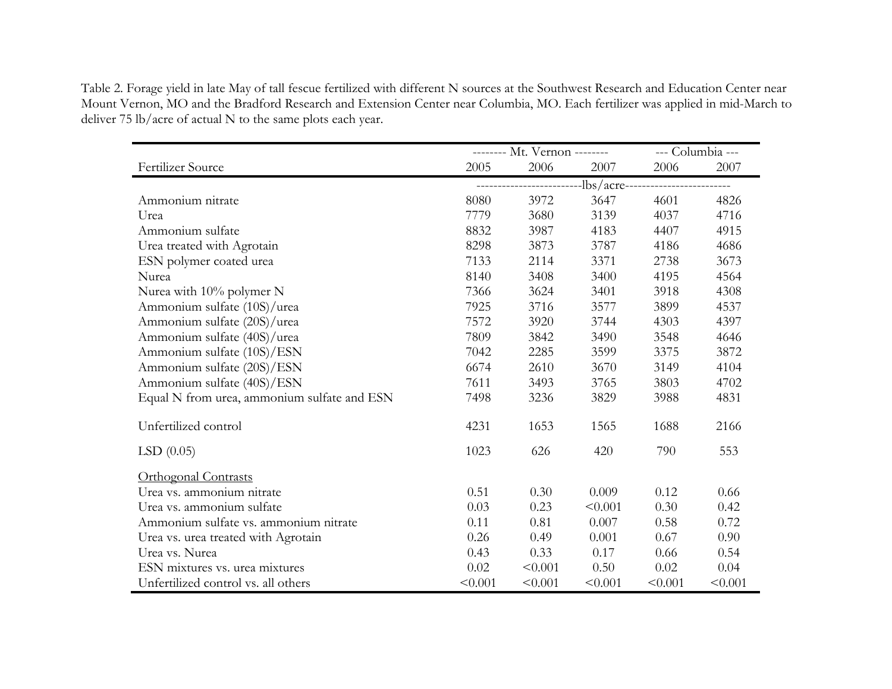Table 2. Forage yield in late May of tall fescue fertilized with different N sources at the Southwest Research and Education Center near Mount Vernon, MO and the Bradford Research and Extension Center near Columbia, MO. Each fertilizer was applied in mid-March to deliver 75 lb/acre of actual N to the same plots each year.

| | -------- Mt. Vernon -------- | | | --- Columbia --- | |
|---|---|---|---|---|---|
| Fertilizer Source | 2005 | 2006 | 2007 | 2006 | 2007 |
| | ------------------------lbs/acre------------------------ | | | | |
| Ammonium nitrate | 8080 | 3972 | 3647 | 4601 | 4826 |
| Urea | 7779 | 3680 | 3139 | 4037 | 4716 |
| Ammonium sulfate | 8832 | 3987 | 4183 | 4407 | 4915 |
| Urea treated with Agrotain | 8298 | 3873 | 3787 | 4186 | 4686 |
| ESN polymer coated urea | 7133 | 2114 | 3371 | 2738 | 3673 |
| Nurea | 8140 | 3408 | 3400 | 4195 | 4564 |
| Nurea with 10% polymer N | 7366 | 3624 | 3401 | 3918 | 4308 |
| Ammonium sulfate (10S)/urea | 7925 | 3716 | 3577 | 3899 | 4537 |
| Ammonium sulfate (20S)/urea | 7572 | 3920 | 3744 | 4303 | 4397 |
| Ammonium sulfate (40S)/urea | 7809 | 3842 | 3490 | 3548 | 4646 |
| Ammonium sulfate (10S)/ESN | 7042 | 2285 | 3599 | 3375 | 3872 |
| Ammonium sulfate (20S)/ESN | 6674 | 2610 | 3670 | 3149 | 4104 |
| Ammonium sulfate (40S)/ESN | 7611 | 3493 | 3765 | 3803 | 4702 |
| Equal N from urea, ammonium sulfate and ESN | 7498 | 3236 | 3829 | 3988 | 4831 |
| Unfertilized control | 4231 | 1653 | 1565 | 1688 | 2166 |
| LSD (0.05) | 1023 | 626 | 420 | 790 | 553 |
| Orthogonal Contrasts | | | | | |
| Urea vs. ammonium nitrate | 0.51 | 0.30 | 0.009 | 0.12 | 0.66 |
| Urea vs. ammonium sulfate | 0.03 | 0.23 | <0.001 | 0.30 | 0.42 |
| Ammonium sulfate vs. ammonium nitrate | 0.11 | 0.81 | 0.007 | 0.58 | 0.72 |
| Urea vs. urea treated with Agrotain | 0.26 | 0.49 | 0.001 | 0.67 | 0.90 |
| Urea vs. Nurea | 0.43 | 0.33 | 0.17 | 0.66 | 0.54 |
| ESN mixtures vs. urea mixtures | 0.02 | <0.001 | 0.50 | 0.02 | 0.04 |
| Unfertilized control vs. all others | <0.001 | <0.001 | <0.001 | <0.001 | <0.001 |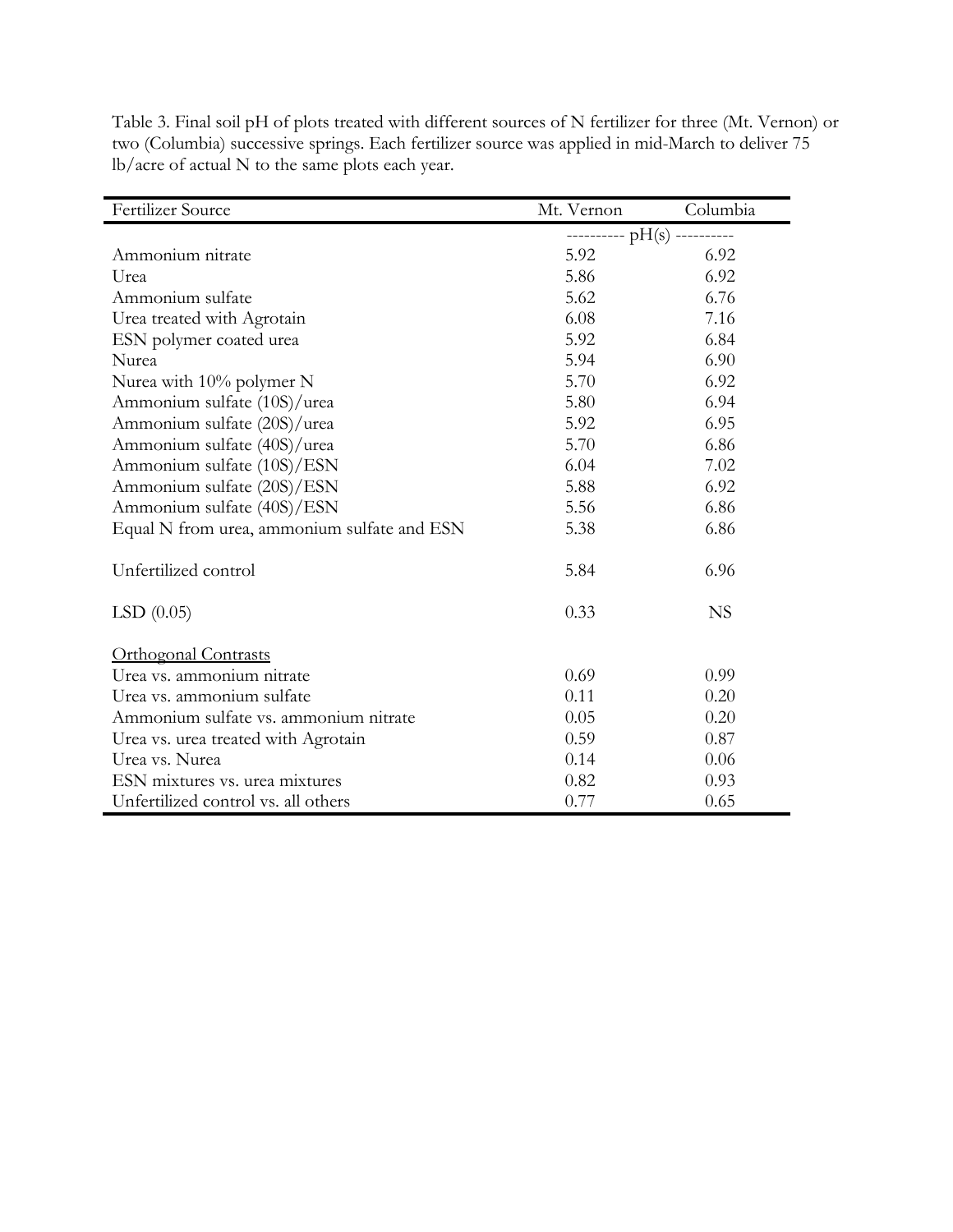Table 3. Final soil pH of plots treated with different sources of N fertilizer for three (Mt. Vernon) or two (Columbia) successive springs. Each fertilizer source was applied in mid-March to deliver 75 lb/acre of actual N to the same plots each year.

| Fertilizer Source | Mt. Vernon | Columbia |
|---|---|---|
| | ---------- pH(s) ---------- | |
| Ammonium nitrate | 5.92 | 6.92 |
| Urea | 5.86 | 6.92 |
| Ammonium sulfate | 5.62 | 6.76 |
| Urea treated with Agrotain | 6.08 | 7.16 |
| ESN polymer coated urea | 5.92 | 6.84 |
| Nurea | 5.94 | 6.90 |
| Nurea with 10% polymer N | 5.70 | 6.92 |
| Ammonium sulfate (10S)/urea | 5.80 | 6.94 |
| Ammonium sulfate (20S)/urea | 5.92 | 6.95 |
| Ammonium sulfate (40S)/urea | 5.70 | 6.86 |
| Ammonium sulfate (10S)/ESN | 6.04 | 7.02 |
| Ammonium sulfate (20S)/ESN | 5.88 | 6.92 |
| Ammonium sulfate (40S)/ESN | 5.56 | 6.86 |
| Equal N from urea, ammonium sulfate and ESN | 5.38 | 6.86 |
| Unfertilized control | 5.84 | 6.96 |
| LSD (0.05) | 0.33 | NS |
| <u>Orthogonal Contrasts</u> | | |
| Urea vs. ammonium nitrate | 0.69 | 0.99 |
| Urea vs. ammonium sulfate | 0.11 | 0.20 |
| Ammonium sulfate vs. ammonium nitrate | 0.05 | 0.20 |
| Urea vs. urea treated with Agrotain | 0.59 | 0.87 |
| Urea vs. Nurea | 0.14 | 0.06 |
| ESN mixtures vs. urea mixtures | 0.82 | 0.93 |
| Unfertilized control vs. all others | 0.77 | 0.65 |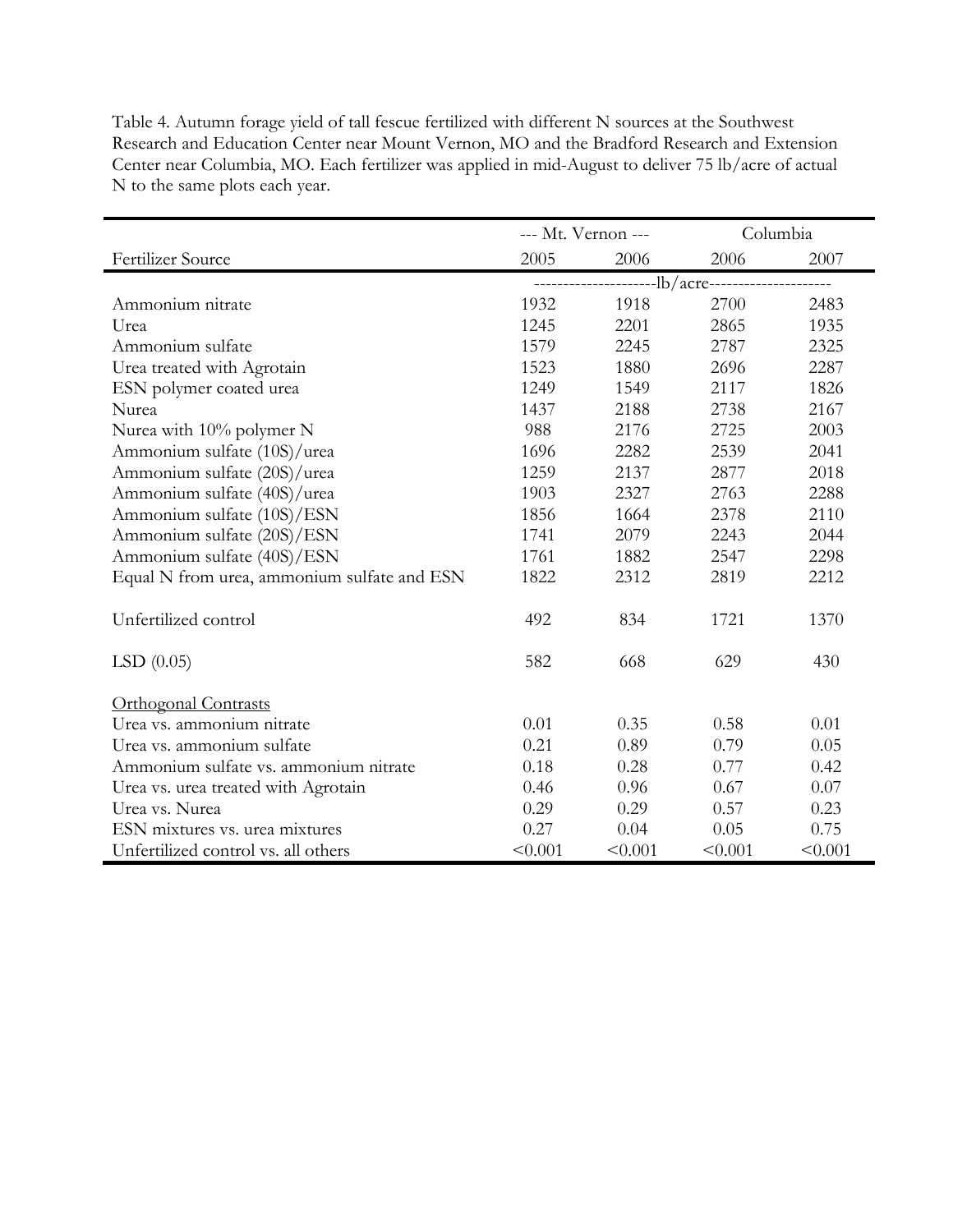Table 4. Autumn forage yield of tall fescue fertilized with different N sources at the Southwest Research and Education Center near Mount Vernon, MO and the Bradford Research and Extension Center near Columbia, MO. Each fertilizer was applied in mid-August to deliver 75 lb/acre of actual N to the same plots each year.

| | --- Mt. Vernon --- | | Columbia | |
|---|---|---|---|---|
| Fertilizer Source | 2005 | 2006 | 2006 | 2007 |
| | --------------------lb/acre-------------------- | | | |
| Ammonium nitrate | 1932 | 1918 | 2700 | 2483 |
| Urea | 1245 | 2201 | 2865 | 1935 |
| Ammonium sulfate | 1579 | 2245 | 2787 | 2325 |
| Urea treated with Agrotain | 1523 | 1880 | 2696 | 2287 |
| ESN polymer coated urea | 1249 | 1549 | 2117 | 1826 |
| Nurea | 1437 | 2188 | 2738 | 2167 |
| Nurea with 10% polymer N | 988 | 2176 | 2725 | 2003 |
| Ammonium sulfate (10S)/urea | 1696 | 2282 | 2539 | 2041 |
| Ammonium sulfate (20S)/urea | 1259 | 2137 | 2877 | 2018 |
| Ammonium sulfate (40S)/urea | 1903 | 2327 | 2763 | 2288 |
| Ammonium sulfate (10S)/ESN | 1856 | 1664 | 2378 | 2110 |
| Ammonium sulfate (20S)/ESN | 1741 | 2079 | 2243 | 2044 |
| Ammonium sulfate (40S)/ESN | 1761 | 1882 | 2547 | 2298 |
| Equal N from urea, ammonium sulfate and ESN | 1822 | 2312 | 2819 | 2212 |
| Unfertilized control | 492 | 834 | 1721 | 1370 |
| LSD (0.05) | 582 | 668 | 629 | 430 |
| Orthogonal Contrasts | | | | |
| Urea vs. ammonium nitrate | 0.01 | 0.35 | 0.58 | 0.01 |
| Urea vs. ammonium sulfate | 0.21 | 0.89 | 0.79 | 0.05 |
| Ammonium sulfate vs. ammonium nitrate | 0.18 | 0.28 | 0.77 | 0.42 |
| Urea vs. urea treated with Agrotain | 0.46 | 0.96 | 0.67 | 0.07 |
| Urea vs. Nurea | 0.29 | 0.29 | 0.57 | 0.23 |
| ESN mixtures vs. urea mixtures | 0.27 | 0.04 | 0.05 | 0.75 |
| Unfertilized control vs. all others | <0.001 | <0.001 | <0.001 | <0.001 |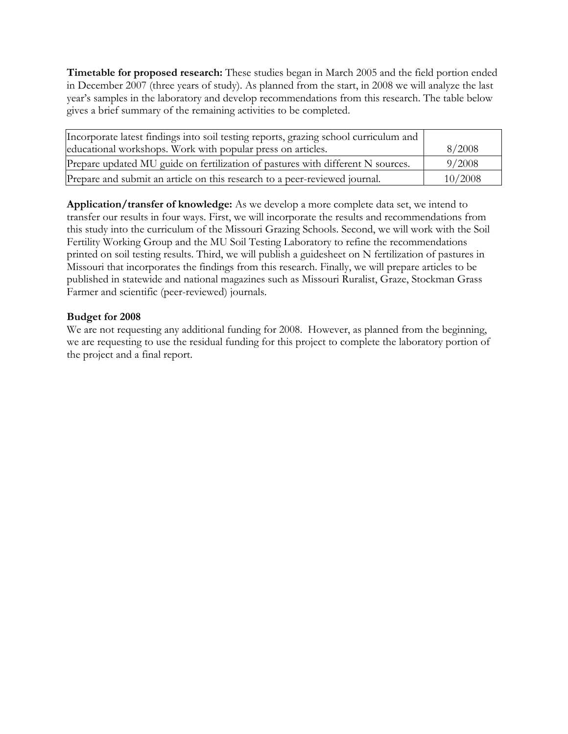**Timetable for proposed research:** These studies began in March 2005 and the field portion ended in December 2007 (three years of study). As planned from the start, in 2008 we will analyze the last year's samples in the laboratory and develop recommendations from this research. The table below gives a brief summary of the remaining activities to be completed.

| | |
|---|---|
| Incorporate latest findings into soil testing reports, grazing school curriculum and educational workshops. Work with popular press on articles. | 8/2008 |
| Prepare updated MU guide on fertilization of pastures with different N sources. | 9/2008 |
| Prepare and submit an article on this research to a peer-reviewed journal. | 10/2008 |

**Application/transfer of knowledge:** As we develop a more complete data set, we intend to transfer our results in four ways. First, we will incorporate the results and recommendations from this study into the curriculum of the Missouri Grazing Schools. Second, we will work with the Soil Fertility Working Group and the MU Soil Testing Laboratory to refine the recommendations printed on soil testing results. Third, we will publish a guidesheet on N fertilization of pastures in Missouri that incorporates the findings from this research. Finally, we will prepare articles to be published in statewide and national magazines such as Missouri Ruralist, Graze, Stockman Grass Farmer and scientific (peer-reviewed) journals.

**Budget for 2008**

We are not requesting any additional funding for 2008. However, as planned from the beginning, we are requesting to use the residual funding for this project to complete the laboratory portion of the project and a final report.